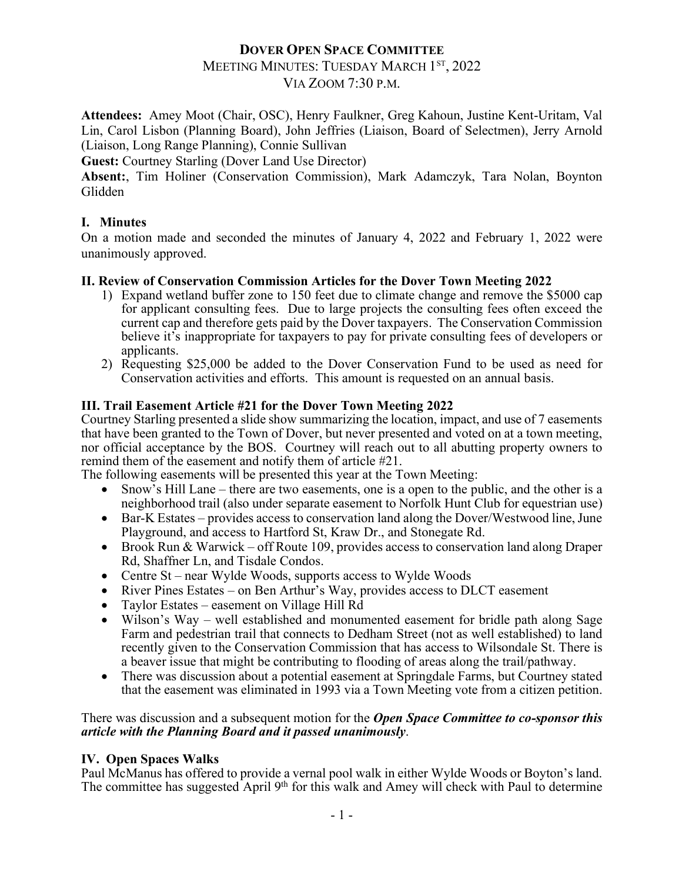# DOVER OPEN SPACE COMMITTEE

MEETING MINUTES: TUESDAY MARCH 1ST, 2022
VIA ZOOM 7:30 P.M.

**Attendees:** Amey Moot (Chair, OSC), Henry Faulkner, Greg Kahoun, Justine Kent-Uritam, Val Lin, Carol Lisbon (Planning Board), John Jeffries (Liaison, Board of Selectmen), Jerry Arnold (Liaison, Long Range Planning), Connie Sullivan
**Guest:** Courtney Starling (Dover Land Use Director)
**Absent:**, Tim Holiner (Conservation Commission), Mark Adamczyk, Tara Nolan, Boynton Glidden

## I. Minutes

On a motion made and seconded the minutes of January 4, 2022 and February 1, 2022 were unanimously approved.

## II. Review of Conservation Commission Articles for the Dover Town Meeting 2022

1) Expand wetland buffer zone to 150 feet due to climate change and remove the $5000 cap for applicant consulting fees. Due to large projects the consulting fees often exceed the current cap and therefore gets paid by the Dover taxpayers. The Conservation Commission believe it's inappropriate for taxpayers to pay for private consulting fees of developers or applicants.
2) Requesting $25,000 be added to the Dover Conservation Fund to be used as need for Conservation activities and efforts. This amount is requested on an annual basis.

## III. Trail Easement Article #21 for the Dover Town Meeting 2022

Courtney Starling presented a slide show summarizing the location, impact, and use of 7 easements that have been granted to the Town of Dover, but never presented and voted on at a town meeting, nor official acceptance by the BOS. Courtney will reach out to all abutting property owners to remind them of the easement and notify them of article #21.

The following easements will be presented this year at the Town Meeting:

- Snow's Hill Lane – there are two easements, one is a open to the public, and the other is a neighborhood trail (also under separate easement to Norfolk Hunt Club for equestrian use)
- Bar-K Estates – provides access to conservation land along the Dover/Westwood line, June Playground, and access to Hartford St, Kraw Dr., and Stonegate Rd.
- Brook Run & Warwick – off Route 109, provides access to conservation land along Draper Rd, Shaffner Ln, and Tisdale Condos.
- Centre St – near Wylde Woods, supports access to Wylde Woods
- River Pines Estates – on Ben Arthur's Way, provides access to DLCT easement
- Taylor Estates – easement on Village Hill Rd
- Wilson's Way – well established and monumented easement for bridle path along Sage Farm and pedestrian trail that connects to Dedham Street (not as well established) to land recently given to the Conservation Commission that has access to Wilsondale St. There is a beaver issue that might be contributing to flooding of areas along the trail/pathway.
- There was discussion about a potential easement at Springdale Farms, but Courtney stated that the easement was eliminated in 1993 via a Town Meeting vote from a citizen petition.

There was discussion and a subsequent motion for the ***Open Space Committee to co-sponsor this article with the Planning Board and it passed unanimously***.

## IV. Open Spaces Walks

Paul McManus has offered to provide a vernal pool walk in either Wylde Woods or Boyton's land. The committee has suggested April 9th for this walk and Amey will check with Paul to determine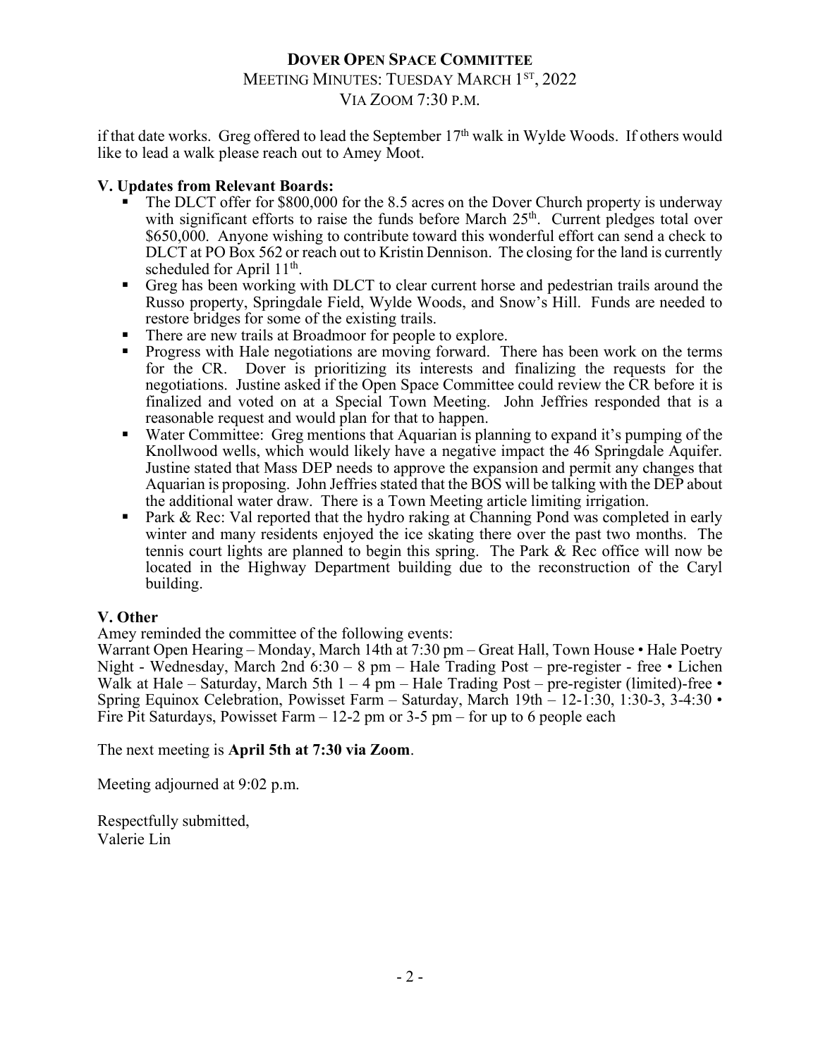if that date works. Greg offered to lead the September 17th walk in Wylde Woods. If others would like to lead a walk please reach out to Amey Moot.

**V. Updates from Relevant Boards:**

- The DLCT offer for $800,000 for the 8.5 acres on the Dover Church property is underway with significant efforts to raise the funds before March 25th. Current pledges total over $650,000. Anyone wishing to contribute toward this wonderful effort can send a check to DLCT at PO Box 562 or reach out to Kristin Dennison. The closing for the land is currently scheduled for April 11th.
- Greg has been working with DLCT to clear current horse and pedestrian trails around the Russo property, Springdale Field, Wylde Woods, and Snow's Hill. Funds are needed to restore bridges for some of the existing trails.
- There are new trails at Broadmoor for people to explore.
- Progress with Hale negotiations are moving forward. There has been work on the terms for the CR. Dover is prioritizing its interests and finalizing the requests for the negotiations. Justine asked if the Open Space Committee could review the CR before it is finalized and voted on at a Special Town Meeting. John Jeffries responded that is a reasonable request and would plan for that to happen.
- Water Committee: Greg mentions that Aquarian is planning to expand it's pumping of the Knollwood wells, which would likely have a negative impact the 46 Springdale Aquifer. Justine stated that Mass DEP needs to approve the expansion and permit any changes that Aquarian is proposing. John Jeffries stated that the BOS will be talking with the DEP about the additional water draw. There is a Town Meeting article limiting irrigation.
- Park & Rec: Val reported that the hydro raking at Channing Pond was completed in early winter and many residents enjoyed the ice skating there over the past two months. The tennis court lights are planned to begin this spring. The Park & Rec office will now be located in the Highway Department building due to the reconstruction of the Caryl building.

**V. Other**

Amey reminded the committee of the following events:
Warrant Open Hearing – Monday, March 14th at 7:30 pm – Great Hall, Town House • Hale Poetry Night - Wednesday, March 2nd 6:30 – 8 pm – Hale Trading Post – pre-register - free • Lichen Walk at Hale – Saturday, March 5th 1 – 4 pm – Hale Trading Post – pre-register (limited)-free • Spring Equinox Celebration, Powisset Farm – Saturday, March 19th – 12-1:30, 1:30-3, 3-4:30 • Fire Pit Saturdays, Powisset Farm – 12-2 pm or 3-5 pm – for up to 6 people each

The next meeting is **April 5th at 7:30 via Zoom**.

Meeting adjourned at 9:02 p.m.

Respectfully submitted,
Valerie Lin